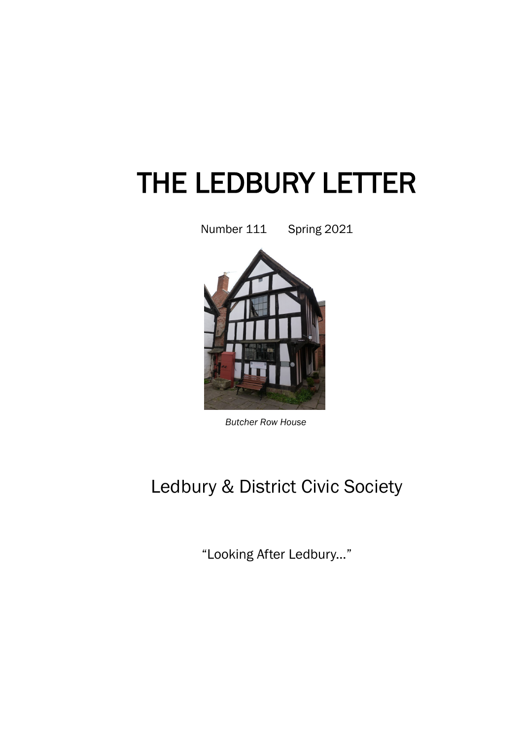# THE LEDBURY LETTER

Number 111 Spring 2021

*Butcher Row House*

## Ledbury & District Civic Society

"Looking After Ledbury…"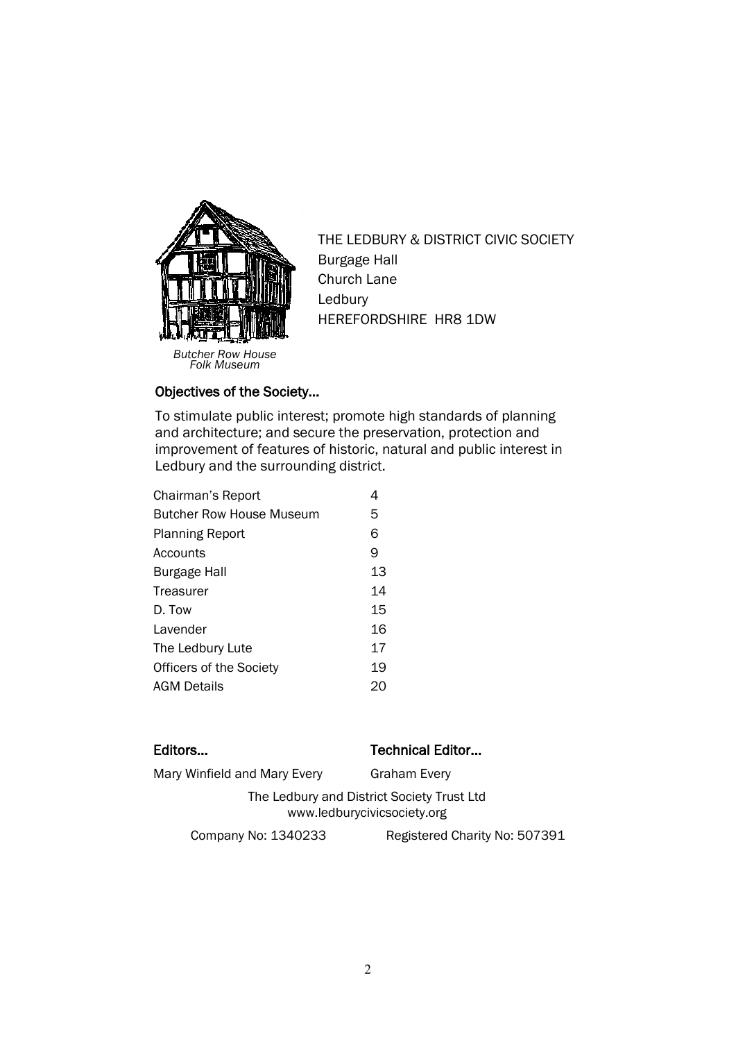*Butcher Row House Folk Museum*

THE LEDBURY & DISTRICT CIVIC SOCIETY
Burgage Hall
Church Lane
Ledbury
HEREFORDSHIRE HR8 1DW

**Objectives of the Society...**

To stimulate public interest; promote high standards of planning and architecture; and secure the preservation, protection and improvement of features of historic, natural and public interest in Ledbury and the surrounding district.

| | |
|---|---|
| Chairman's Report | 4 |
| Butcher Row House Museum | 5 |
| Planning Report | 6 |
| Accounts | 9 |
| Burgage Hall | 13 |
| Treasurer | 14 |
| D. Tow | 15 |
| Lavender | 16 |
| The Ledbury Lute | 17 |
| Officers of the Society | 19 |
| AGM Details | 20 |

**Editors...**

Mary Winfield and Mary Every

**Technical Editor...**

Graham Every

The Ledbury and District Society Trust Ltd
www.ledburycivicsociety.org

Company No: 1340233 Registered Charity No: 507391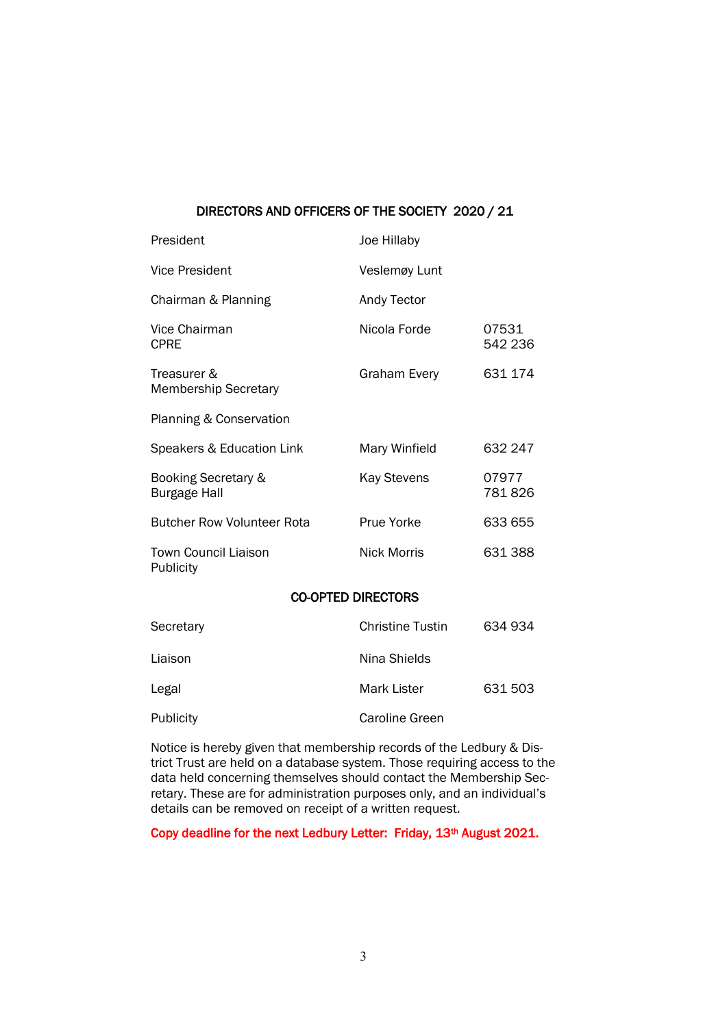## DIRECTORS AND OFFICERS OF THE SOCIETY 2020 / 21

| | | |
|---|---|---|
| President | Joe Hillaby | |
| Vice President | Veslemøy Lunt | |
| Chairman & Planning | Andy Tector | |
| Vice Chairman<br>CPRE | Nicola Forde | 07531 542 236 |
| Treasurer &<br>Membership Secretary | Graham Every | 631 174 |
| Planning & Conservation | | |
| Speakers & Education Link | Mary Winfield | 632 247 |
| Booking Secretary &<br>Burgage Hall | Kay Stevens | 07977 781 826 |
| Butcher Row Volunteer Rota | Prue Yorke | 633 655 |
| Town Council Liaison<br>Publicity | Nick Morris | 631 388 |

## CO-OPTED DIRECTORS

| | | |
|---|---|---|
| Secretary | Christine Tustin | 634 934 |
| Liaison | Nina Shields | |
| Legal | Mark Lister | 631 503 |
| Publicity | Caroline Green | |

Notice is hereby given that membership records of the Ledbury & District Trust are held on a database system. Those requiring access to the data held concerning themselves should contact the Membership Secretary. These are for administration purposes only, and an individual's details can be removed on receipt of a written request.

**Copy deadline for the next Ledbury Letter: Friday, 13th August 2021.**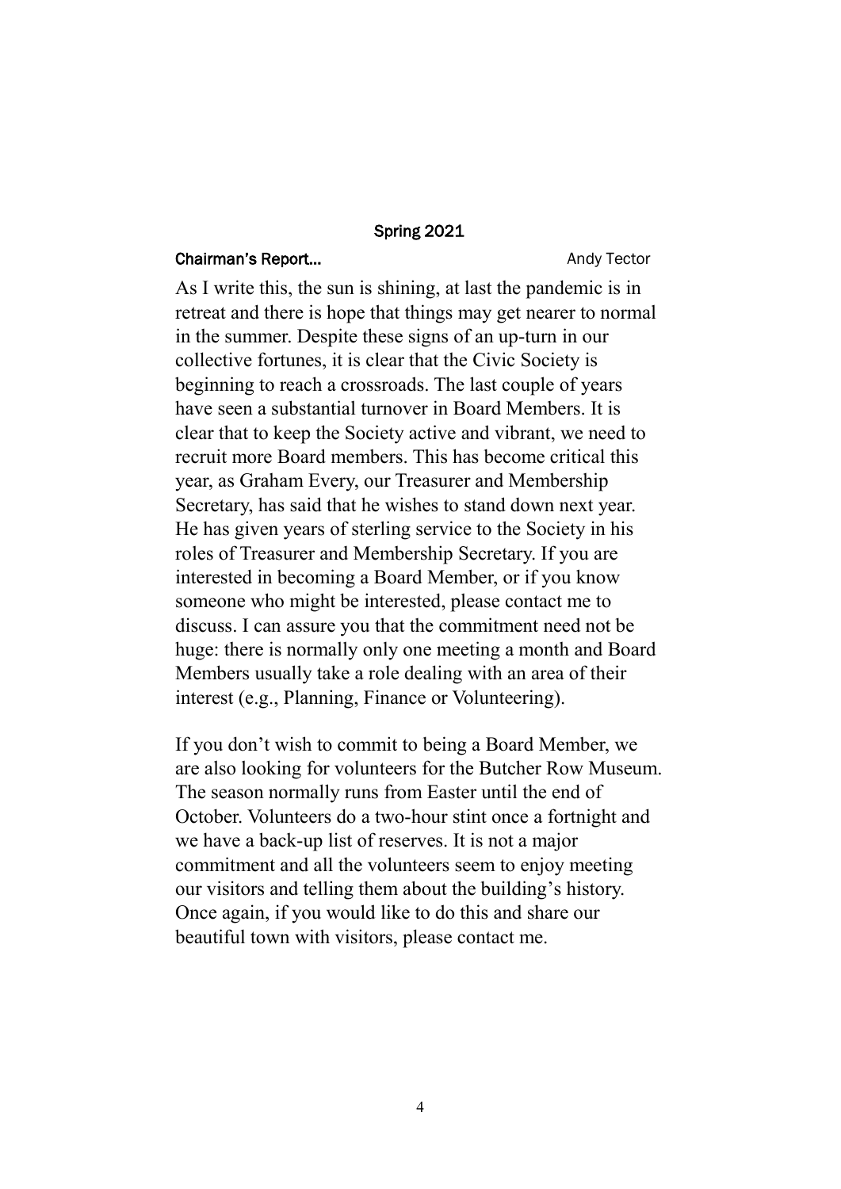## Spring 2021

### Chairman's Report…

Andy Tector

As I write this, the sun is shining, at last the pandemic is in retreat and there is hope that things may get nearer to normal in the summer. Despite these signs of an up-turn in our collective fortunes, it is clear that the Civic Society is beginning to reach a crossroads. The last couple of years have seen a substantial turnover in Board Members. It is clear that to keep the Society active and vibrant, we need to recruit more Board members. This has become critical this year, as Graham Every, our Treasurer and Membership Secretary, has said that he wishes to stand down next year. He has given years of sterling service to the Society in his roles of Treasurer and Membership Secretary. If you are interested in becoming a Board Member, or if you know someone who might be interested, please contact me to discuss. I can assure you that the commitment need not be huge: there is normally only one meeting a month and Board Members usually take a role dealing with an area of their interest (e.g., Planning, Finance or Volunteering).

If you don't wish to commit to being a Board Member, we are also looking for volunteers for the Butcher Row Museum. The season normally runs from Easter until the end of October. Volunteers do a two-hour stint once a fortnight and we have a back-up list of reserves. It is not a major commitment and all the volunteers seem to enjoy meeting our visitors and telling them about the building's history. Once again, if you would like to do this and share our beautiful town with visitors, please contact me.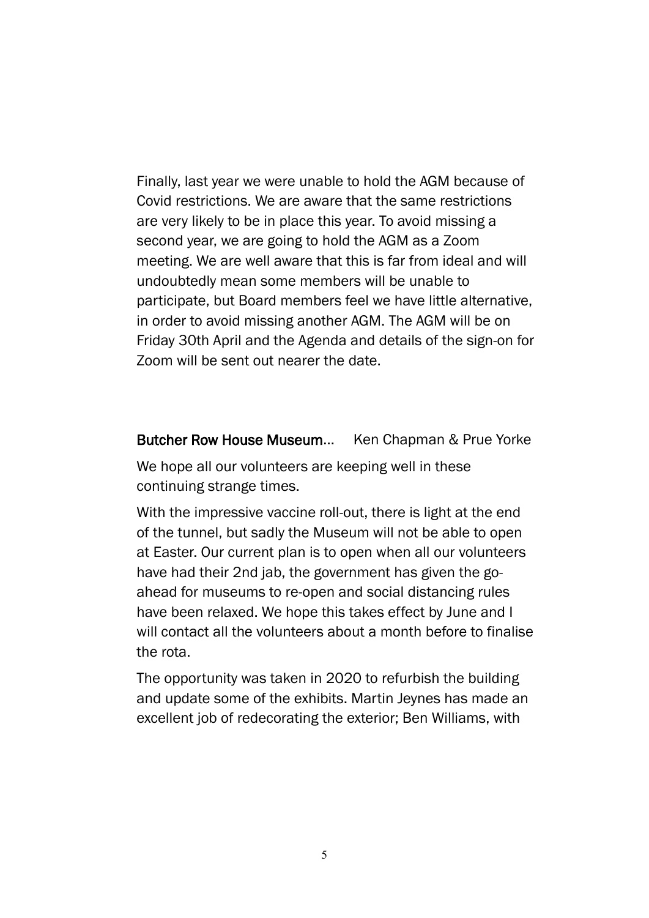Finally, last year we were unable to hold the AGM because of Covid restrictions. We are aware that the same restrictions are very likely to be in place this year. To avoid missing a second year, we are going to hold the AGM as a Zoom meeting. We are well aware that this is far from ideal and will undoubtedly mean some members will be unable to participate, but Board members feel we have little alternative, in order to avoid missing another AGM. The AGM will be on Friday 30th April and the Agenda and details of the sign-on for Zoom will be sent out nearer the date.

**Butcher Row House Museum…** Ken Chapman & Prue Yorke

We hope all our volunteers are keeping well in these continuing strange times.

With the impressive vaccine roll-out, there is light at the end of the tunnel, but sadly the Museum will not be able to open at Easter. Our current plan is to open when all our volunteers have had their 2nd jab, the government has given the go-ahead for museums to re-open and social distancing rules have been relaxed. We hope this takes effect by June and I will contact all the volunteers about a month before to finalise the rota.

The opportunity was taken in 2020 to refurbish the building and update some of the exhibits. Martin Jeynes has made an excellent job of redecorating the exterior; Ben Williams, with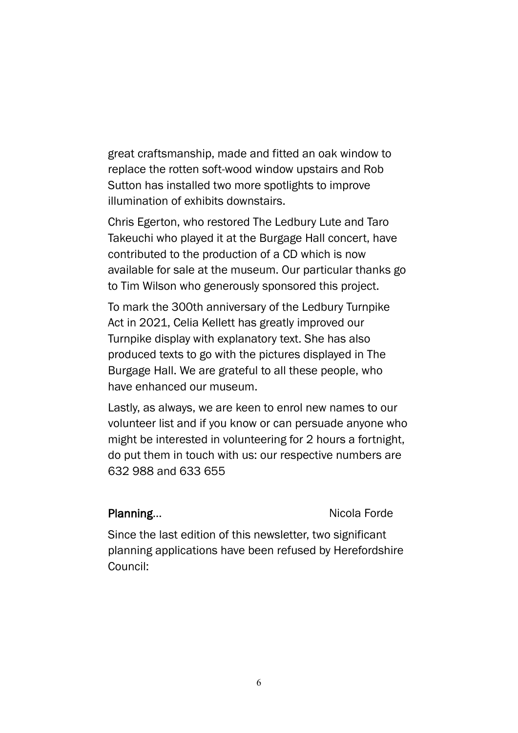great craftsmanship, made and fitted an oak window to replace the rotten soft-wood window upstairs and Rob Sutton has installed two more spotlights to improve illumination of exhibits downstairs.

Chris Egerton, who restored The Ledbury Lute and Taro Takeuchi who played it at the Burgage Hall concert, have contributed to the production of a CD which is now available for sale at the museum. Our particular thanks go to Tim Wilson who generously sponsored this project.

To mark the 300th anniversary of the Ledbury Turnpike Act in 2021, Celia Kellett has greatly improved our Turnpike display with explanatory text. She has also produced texts to go with the pictures displayed in The Burgage Hall. We are grateful to all these people, who have enhanced our museum.

Lastly, as always, we are keen to enrol new names to our volunteer list and if you know or can persuade anyone who might be interested in volunteering for 2 hours a fortnight, do put them in touch with us: our respective numbers are 632 988 and 633 655

## Planning… Nicola Forde

Since the last edition of this newsletter, two significant planning applications have been refused by Herefordshire Council: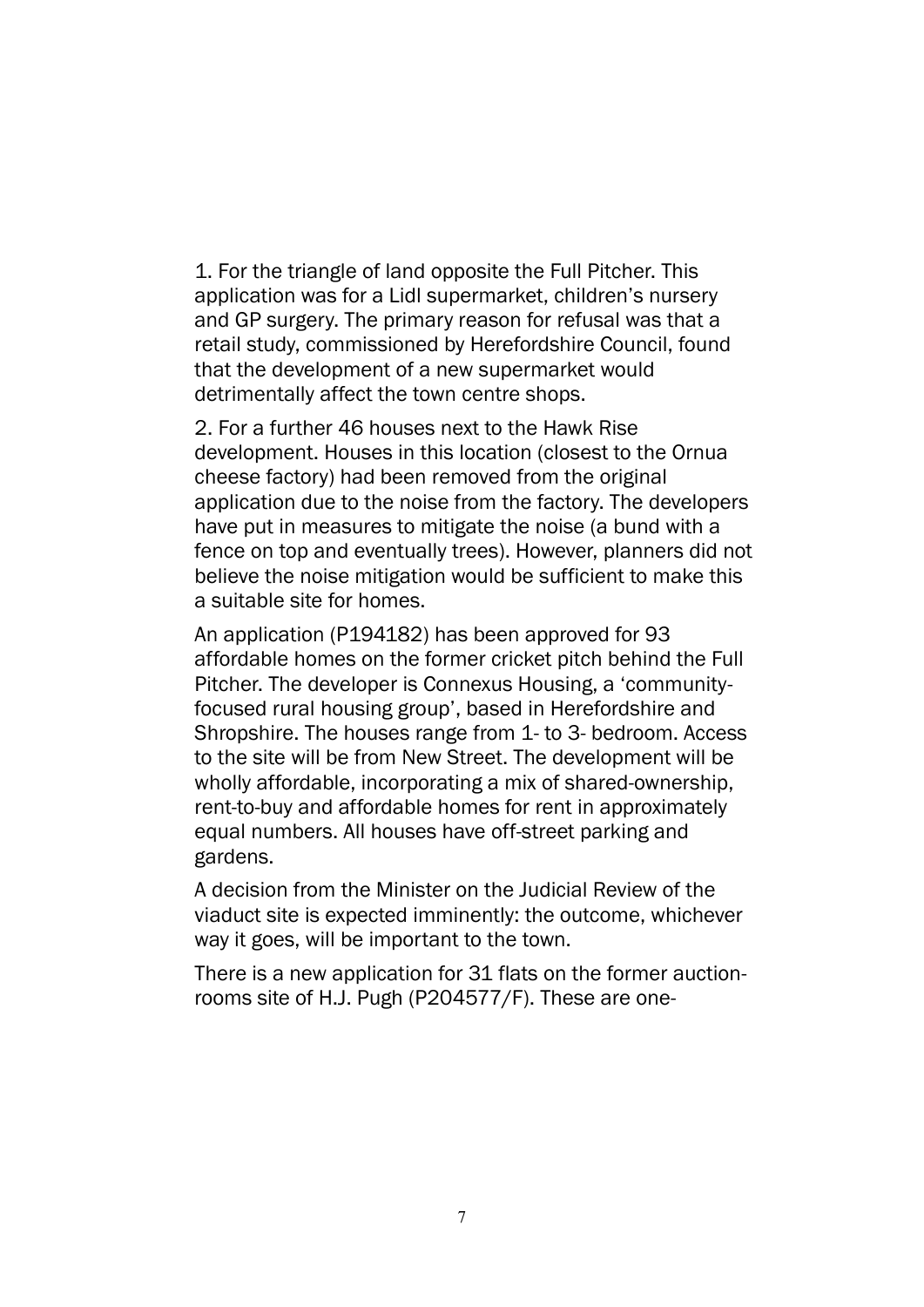1. For the triangle of land opposite the Full Pitcher. This application was for a Lidl supermarket, children's nursery and GP surgery. The primary reason for refusal was that a retail study, commissioned by Herefordshire Council, found that the development of a new supermarket would detrimentally affect the town centre shops.

2. For a further 46 houses next to the Hawk Rise development. Houses in this location (closest to the Ornua cheese factory) had been removed from the original application due to the noise from the factory. The developers have put in measures to mitigate the noise (a bund with a fence on top and eventually trees). However, planners did not believe the noise mitigation would be sufficient to make this a suitable site for homes.

An application (P194182) has been approved for 93 affordable homes on the former cricket pitch behind the Full Pitcher. The developer is Connexus Housing, a 'community-focused rural housing group', based in Herefordshire and Shropshire. The houses range from 1- to 3- bedroom. Access to the site will be from New Street. The development will be wholly affordable, incorporating a mix of shared-ownership, rent-to-buy and affordable homes for rent in approximately equal numbers. All houses have off-street parking and gardens.

A decision from the Minister on the Judicial Review of the viaduct site is expected imminently: the outcome, whichever way it goes, will be important to the town.

There is a new application for 31 flats on the former auction-rooms site of H.J. Pugh (P204577/F). These are one-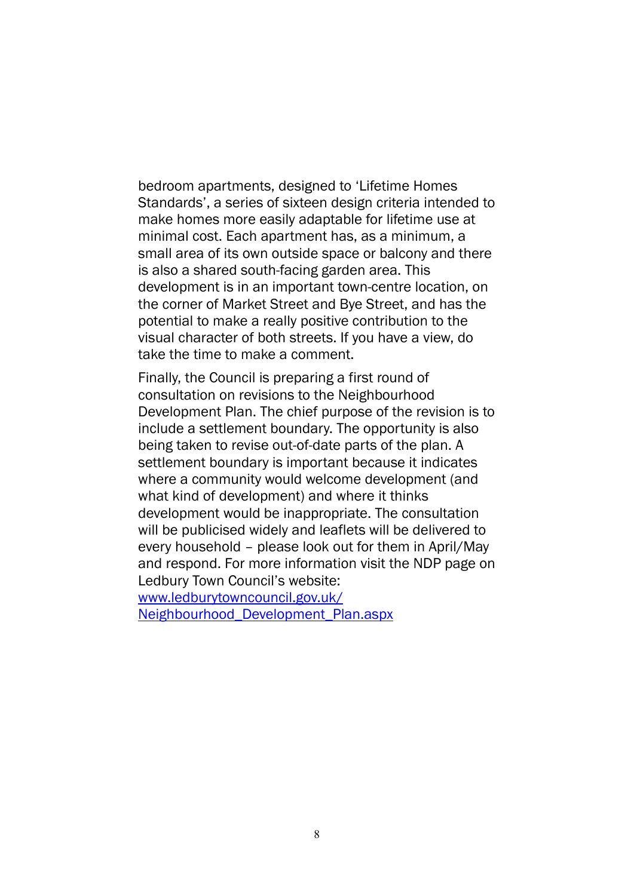bedroom apartments, designed to 'Lifetime Homes Standards', a series of sixteen design criteria intended to make homes more easily adaptable for lifetime use at minimal cost. Each apartment has, as a minimum, a small area of its own outside space or balcony and there is also a shared south-facing garden area. This development is in an important town-centre location, on the corner of Market Street and Bye Street, and has the potential to make a really positive contribution to the visual character of both streets. If you have a view, do take the time to make a comment.

Finally, the Council is preparing a first round of consultation on revisions to the Neighbourhood Development Plan. The chief purpose of the revision is to include a settlement boundary. The opportunity is also being taken to revise out-of-date parts of the plan. A settlement boundary is important because it indicates where a community would welcome development (and what kind of development) and where it thinks development would be inappropriate. The consultation will be publicised widely and leaflets will be delivered to every household – please look out for them in April/May and respond. For more information visit the NDP page on Ledbury Town Council's website: [www.ledburytowncouncil.gov.uk/Neighbourhood_Development_Plan.aspx](http://www.ledburytowncouncil.gov.uk/Neighbourhood_Development_Plan.aspx)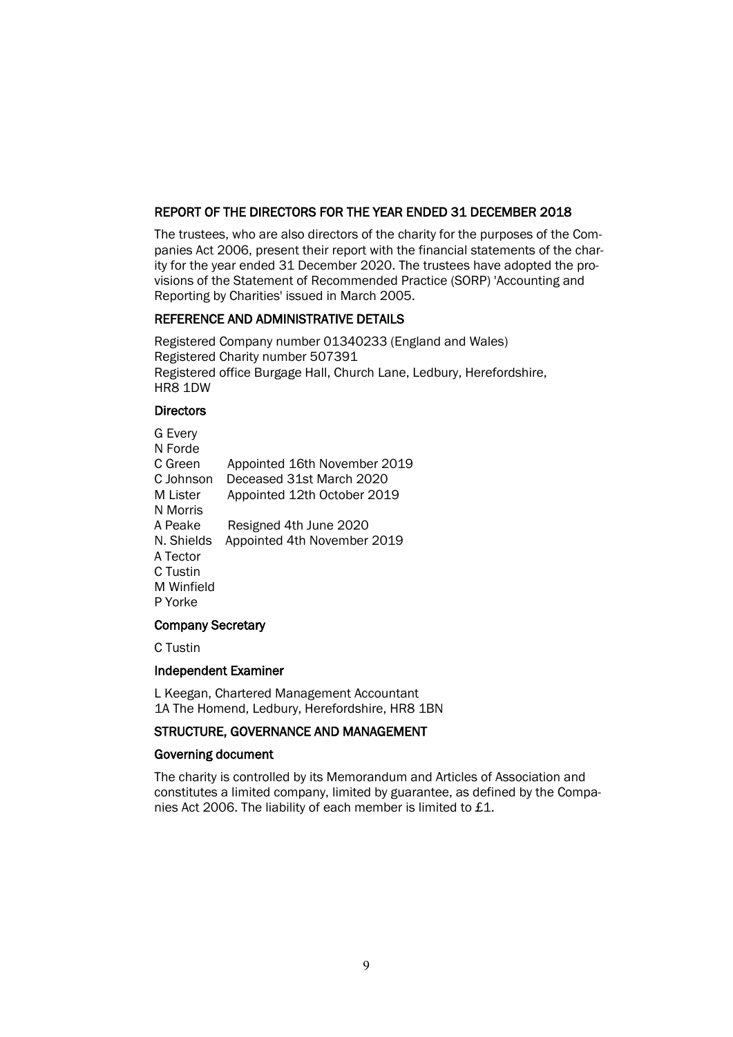## REPORT OF THE DIRECTORS FOR THE YEAR ENDED 31 DECEMBER 2018

The trustees, who are also directors of the charity for the purposes of the Companies Act 2006, present their report with the financial statements of the charity for the year ended 31 December 2020. The trustees have adopted the provisions of the Statement of Recommended Practice (SORP) 'Accounting and Reporting by Charities' issued in March 2005.

## REFERENCE AND ADMINISTRATIVE DETAILS

Registered Company number 01340233 (England and Wales)
Registered Charity number 507391
Registered office Burgage Hall, Church Lane, Ledbury, Herefordshire, HR8 1DW

### Directors

G Every
N Forde
C Green Appointed 16th November 2019
C Johnson Deceased 31st March 2020
M Lister Appointed 12th October 2019
N Morris
A Peake Resigned 4th June 2020
N. Shields Appointed 4th November 2019
A Tector
C Tustin
M Winfield
P Yorke

### Company Secretary

C Tustin

### Independent Examiner

L Keegan, Chartered Management Accountant
1A The Homend, Ledbury, Herefordshire, HR8 1BN

## STRUCTURE, GOVERNANCE AND MANAGEMENT

### Governing document

The charity is controlled by its Memorandum and Articles of Association and constitutes a limited company, limited by guarantee, as defined by the Companies Act 2006. The liability of each member is limited to £1.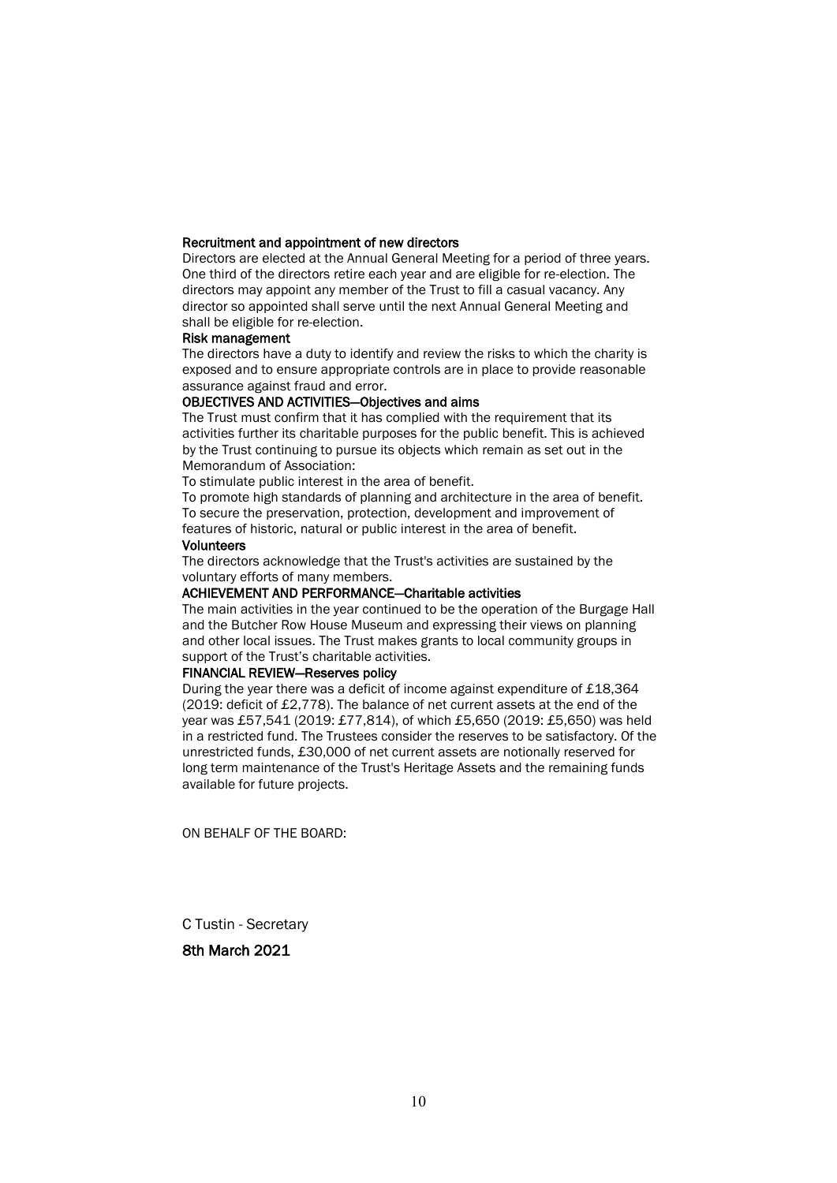### Recruitment and appointment of new directors

Directors are elected at the Annual General Meeting for a period of three years. One third of the directors retire each year and are eligible for re-election. The directors may appoint any member of the Trust to fill a casual vacancy. Any director so appointed shall serve until the next Annual General Meeting and shall be eligible for re-election.

### Risk management

The directors have a duty to identify and review the risks to which the charity is exposed and to ensure appropriate controls are in place to provide reasonable assurance against fraud and error.

### OBJECTIVES AND ACTIVITIES—Objectives and aims

The Trust must confirm that it has complied with the requirement that its activities further its charitable purposes for the public benefit. This is achieved by the Trust continuing to pursue its objects which remain as set out in the Memorandum of Association:

To stimulate public interest in the area of benefit.

To promote high standards of planning and architecture in the area of benefit.

To secure the preservation, protection, development and improvement of features of historic, natural or public interest in the area of benefit.

### Volunteers

The directors acknowledge that the Trust's activities are sustained by the voluntary efforts of many members.

### ACHIEVEMENT AND PERFORMANCE—Charitable activities

The main activities in the year continued to be the operation of the Burgage Hall and the Butcher Row House Museum and expressing their views on planning and other local issues. The Trust makes grants to local community groups in support of the Trust's charitable activities.

### FINANCIAL REVIEW—Reserves policy

During the year there was a deficit of income against expenditure of £18,364 (2019: deficit of £2,778). The balance of net current assets at the end of the year was £57,541 (2019: £77,814), of which £5,650 (2019: £5,650) was held in a restricted fund. The Trustees consider the reserves to be satisfactory. Of the unrestricted funds, £30,000 of net current assets are notionally reserved for long term maintenance of the Trust's Heritage Assets and the remaining funds available for future projects.

ON BEHALF OF THE BOARD:

C Tustin - Secretary

8th March 2021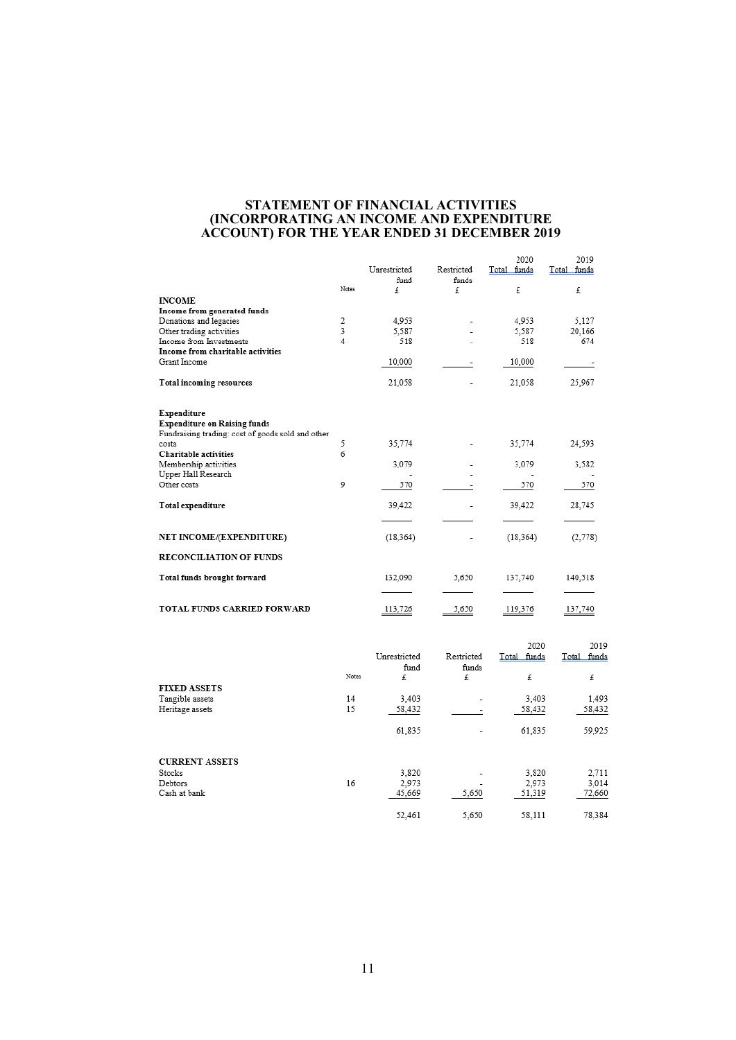# STATEMENT OF FINANCIAL ACTIVITIES (INCORPORATING AN INCOME AND EXPENDITURE ACCOUNT) FOR THE YEAR ENDED 31 DECEMBER 2019

| | Notes | Unrestricted fund £ | Restricted funds £ | 2020 Total funds £ | 2019 Total funds £ |
|---|---|---|---|---|---|
| **INCOME** | | | | | |
| **Income from generated funds** | | | | | |
| Donations and legacies | 2 | 4,953 | - | 4,953 | 5,127 |
| Other trading activities | 3 | 5,587 | - | 5,587 | 20,166 |
| Income from Investments | 4 | 518 | - | 518 | 674 |
| **Income from charitable activities** | | | | | |
| Grant Income | | 10,000 | - | 10,000 | - |
| **Total incoming resources** | | 21,058 | - | 21,058 | 25,967 |
| **Expenditure** | | | | | |
| **Expenditure on Raising funds** | | | | | |
| Fundraising trading: cost of goods sold and other costs | 5 | 35,774 | - | 35,774 | 24,593 |
| **Charitable activities** | 6 | | | | |
| Membership activities | | 3,079 | - | 3,079 | 3,582 |
| Upper Hall Research | | - | - | - | - |
| Other costs | 9 | 570 | - | 570 | 570 |
| **Total expenditure** | | 39,422 | - | 39,422 | 28,745 |
| **NET INCOME/(EXPENDITURE)** | | (18,364) | - | (18,364) | (2,778) |
| **RECONCILIATION OF FUNDS** | | | | | |
| **Total funds brought forward** | | 132,090 | 5,650 | 137,740 | 140,518 |
| **TOTAL FUNDS CARRIED FORWARD** | | 113,726 | 5,650 | 119,376 | 137,740 |

| | Notes | Unrestricted fund £ | Restricted funds £ | 2020 Total funds £ | 2019 Total funds £ |
|---|---|---|---|---|---|
| **FIXED ASSETS** | | | | | |
| Tangible assets | 14 | 3,403 | - | 3,403 | 1,493 |
| Heritage assets | 15 | 58,432 | - | 58,432 | 58,432 |
| | | 61,835 | - | 61,835 | 59,925 |
| **CURRENT ASSETS** | | | | | |
| Stocks | | 3,820 | - | 3,820 | 2,711 |
| Debtors | 16 | 2,973 | - | 2,973 | 3,014 |
| Cash at bank | | 45,669 | 5,650 | 51,319 | 72,660 |
| | | 52,461 | 5,650 | 58,111 | 78,384 |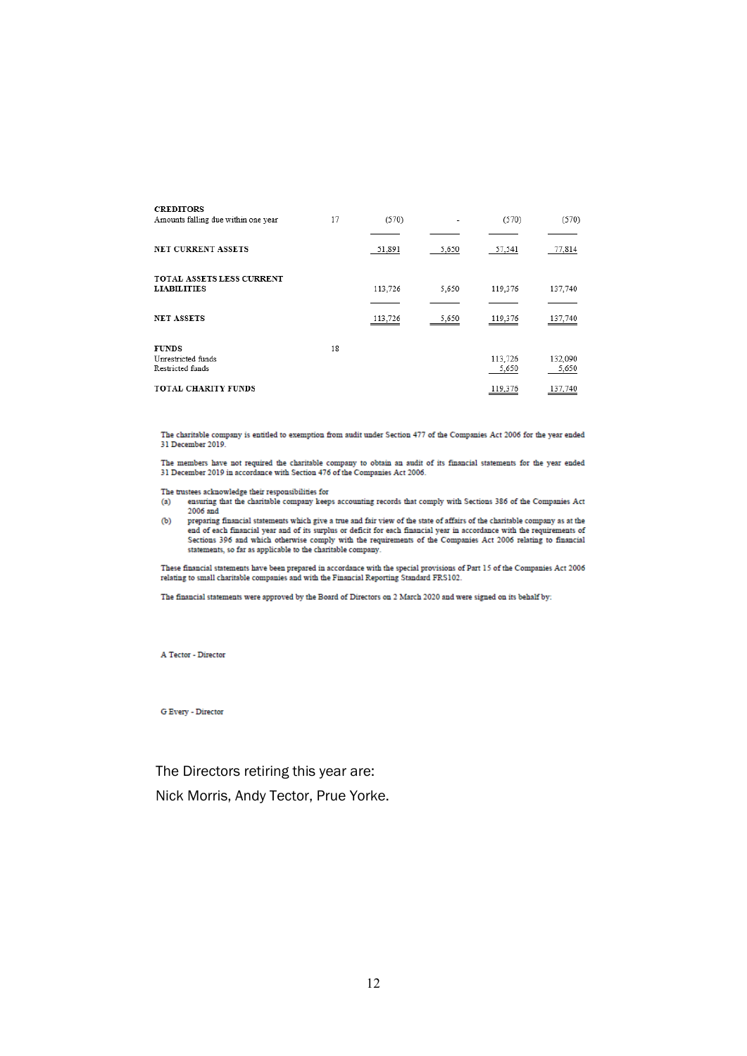| | Note | | | | |
|---|---|---|---|---|---|
| **CREDITORS** | | | | | |
| Amounts falling due within one year | 17 | (570) | - | (570) | (570) |
| **NET CURRENT ASSETS** | | 51,891 | 5,650 | 57,541 | 77,814 |
| **TOTAL ASSETS LESS CURRENT LIABILITIES** | | 113,726 | 5,650 | 119,376 | 137,740 |
| **NET ASSETS** | | 113,726 | 5,650 | 119,376 | 137,740 |
| **FUNDS** | 18 | | | | |
| Unrestricted funds | | | | 113,726 | 132,090 |
| Restricted funds | | | | 5,650 | 5,650 |
| **TOTAL CHARITY FUNDS** | | | | 119,376 | 137,740 |

The charitable company is entitled to exemption from audit under Section 477 of the Companies Act 2006 for the year ended 31 December 2019.

The members have not required the charitable company to obtain an audit of its financial statements for the year ended 31 December 2019 in accordance with Section 476 of the Companies Act 2006.

The trustees acknowledge their responsibilities for

(a) ensuring that the charitable company keeps accounting records that comply with Sections 386 of the Companies Act 2006 and

(b) preparing financial statements which give a true and fair view of the state of affairs of the charitable company as at the end of each financial year and of its surplus or deficit for each financial year in accordance with the requirements of Sections 396 and which otherwise comply with the requirements of the Companies Act 2006 relating to financial statements, so far as applicable to the charitable company.

These financial statements have been prepared in accordance with the special provisions of Part 15 of the Companies Act 2006 relating to small charitable companies and with the Financial Reporting Standard FRS102.

The financial statements were approved by the Board of Directors on 2 March 2020 and were signed on its behalf by:

A Tector - Director

G Every - Director

The Directors retiring this year are:

Nick Morris, Andy Tector, Prue Yorke.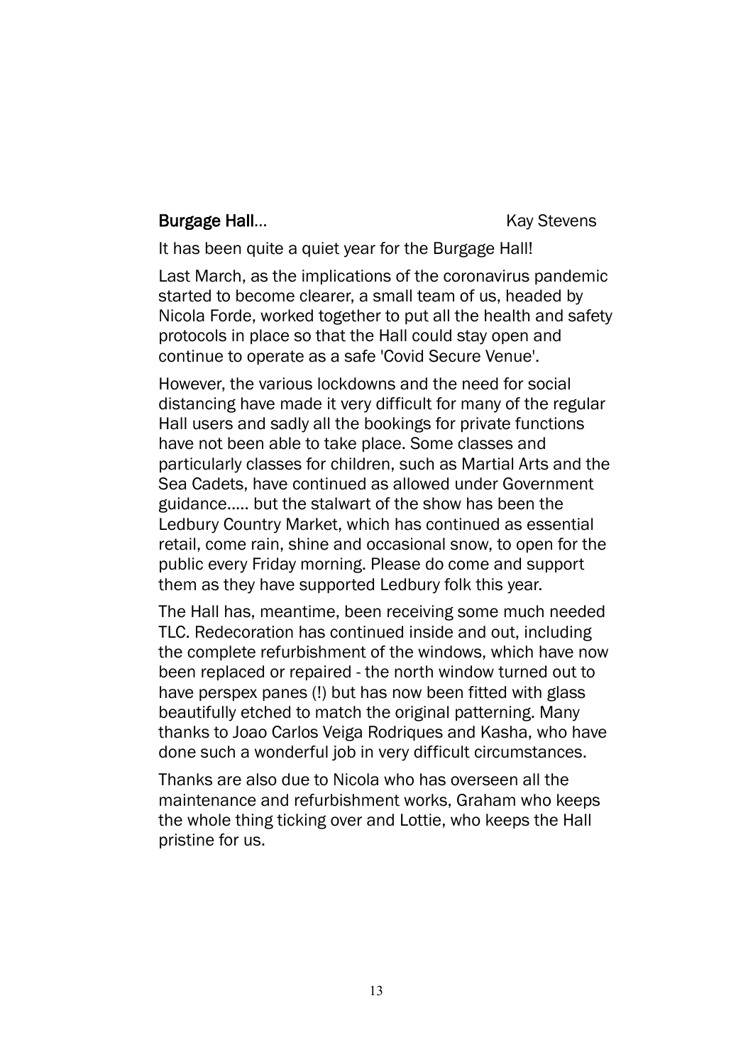**Burgage Hall…** Kay Stevens

It has been quite a quiet year for the Burgage Hall!

Last March, as the implications of the coronavirus pandemic started to become clearer, a small team of us, headed by Nicola Forde, worked together to put all the health and safety protocols in place so that the Hall could stay open and continue to operate as a safe 'Covid Secure Venue'.

However, the various lockdowns and the need for social distancing have made it very difficult for many of the regular Hall users and sadly all the bookings for private functions have not been able to take place. Some classes and particularly classes for children, such as Martial Arts and the Sea Cadets, have continued as allowed under Government guidance….. but the stalwart of the show has been the Ledbury Country Market, which has continued as essential retail, come rain, shine and occasional snow, to open for the public every Friday morning. Please do come and support them as they have supported Ledbury folk this year.

The Hall has, meantime, been receiving some much needed TLC. Redecoration has continued inside and out, including the complete refurbishment of the windows, which have now been replaced or repaired - the north window turned out to have perspex panes (!) but has now been fitted with glass beautifully etched to match the original patterning. Many thanks to Joao Carlos Veiga Rodriques and Kasha, who have done such a wonderful job in very difficult circumstances.

Thanks are also due to Nicola who has overseen all the maintenance and refurbishment works, Graham who keeps the whole thing ticking over and Lottie, who keeps the Hall pristine for us.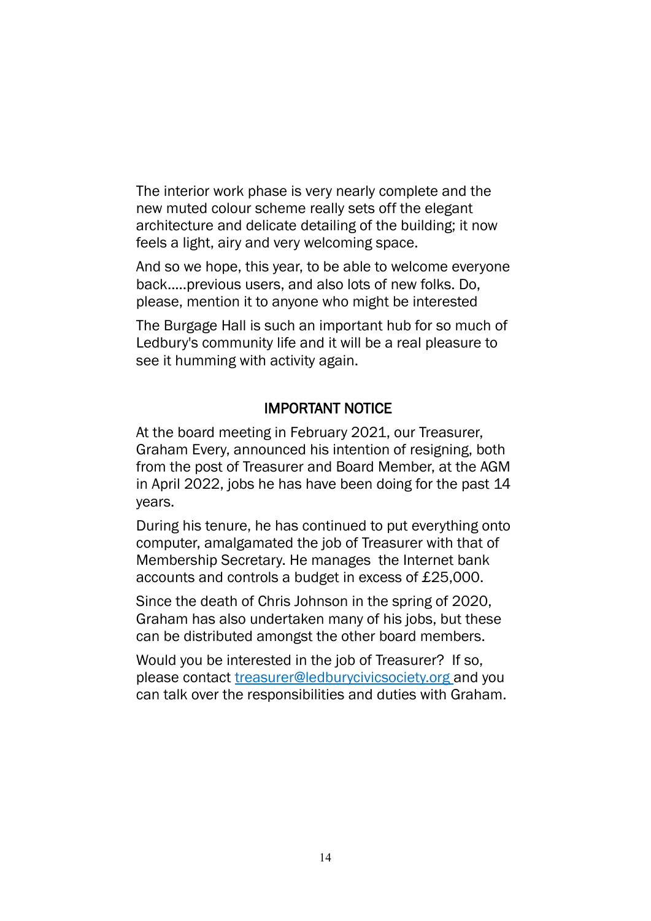The interior work phase is very nearly complete and the new muted colour scheme really sets off the elegant architecture and delicate detailing of the building; it now feels a light, airy and very welcoming space.

And so we hope, this year, to be able to welcome everyone back.....previous users, and also lots of new folks. Do, please, mention it to anyone who might be interested

The Burgage Hall is such an important hub for so much of Ledbury's community life and it will be a real pleasure to see it humming with activity again.

## IMPORTANT NOTICE

At the board meeting in February 2021, our Treasurer, Graham Every, announced his intention of resigning, both from the post of Treasurer and Board Member, at the AGM in April 2022, jobs he has have been doing for the past 14 years.

During his tenure, he has continued to put everything onto computer, amalgamated the job of Treasurer with that of Membership Secretary. He manages the Internet bank accounts and controls a budget in excess of £25,000.

Since the death of Chris Johnson in the spring of 2020, Graham has also undertaken many of his jobs, but these can be distributed amongst the other board members.

Would you be interested in the job of Treasurer? If so, please contact treasurer@ledburycivicsociety.org and you can talk over the responsibilities and duties with Graham.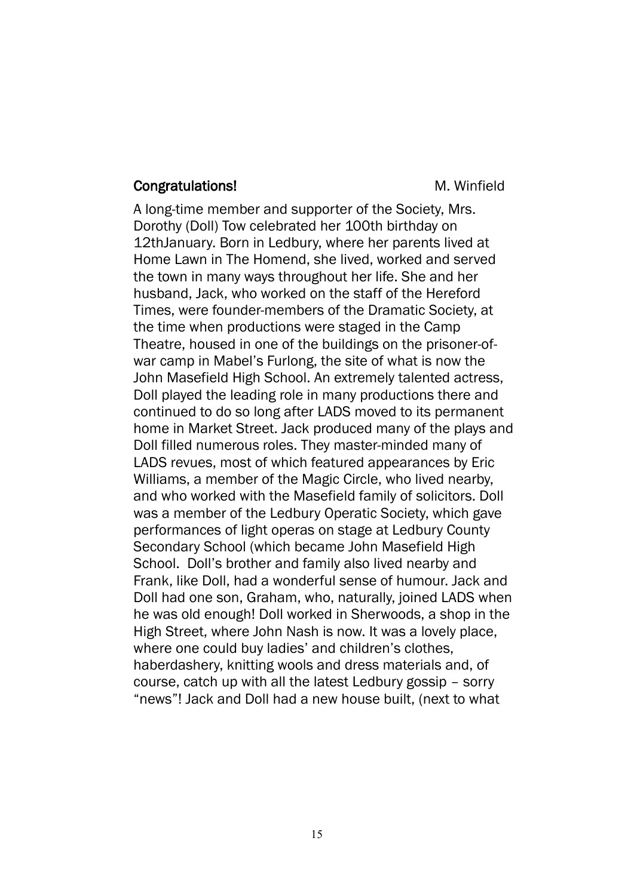**Congratulations!** M. Winfield

A long-time member and supporter of the Society, Mrs. Dorothy (Doll) Tow celebrated her 100th birthday on 12thJanuary. Born in Ledbury, where her parents lived at Home Lawn in The Homend, she lived, worked and served the town in many ways throughout her life. She and her husband, Jack, who worked on the staff of the Hereford Times, were founder-members of the Dramatic Society, at the time when productions were staged in the Camp Theatre, housed in one of the buildings on the prisoner-of-war camp in Mabel's Furlong, the site of what is now the John Masefield High School. An extremely talented actress, Doll played the leading role in many productions there and continued to do so long after LADS moved to its permanent home in Market Street. Jack produced many of the plays and Doll filled numerous roles. They master-minded many of LADS revues, most of which featured appearances by Eric Williams, a member of the Magic Circle, who lived nearby, and who worked with the Masefield family of solicitors. Doll was a member of the Ledbury Operatic Society, which gave performances of light operas on stage at Ledbury County Secondary School (which became John Masefield High School. Doll's brother and family also lived nearby and Frank, like Doll, had a wonderful sense of humour. Jack and Doll had one son, Graham, who, naturally, joined LADS when he was old enough! Doll worked in Sherwoods, a shop in the High Street, where John Nash is now. It was a lovely place, where one could buy ladies' and children's clothes, haberdashery, knitting wools and dress materials and, of course, catch up with all the latest Ledbury gossip – sorry "news"! Jack and Doll had a new house built, (next to what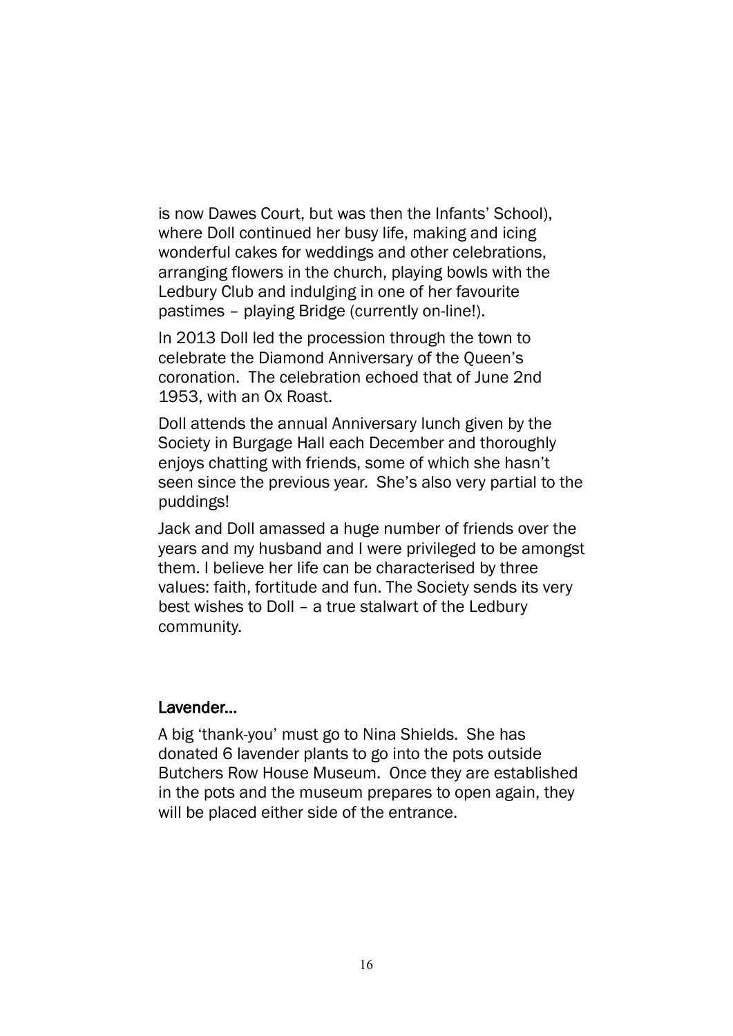is now Dawes Court, but was then the Infants' School), where Doll continued her busy life, making and icing wonderful cakes for weddings and other celebrations, arranging flowers in the church, playing bowls with the Ledbury Club and indulging in one of her favourite pastimes – playing Bridge (currently on-line!).

In 2013 Doll led the procession through the town to celebrate the Diamond Anniversary of the Queen's coronation. The celebration echoed that of June 2nd 1953, with an Ox Roast.

Doll attends the annual Anniversary lunch given by the Society in Burgage Hall each December and thoroughly enjoys chatting with friends, some of which she hasn't seen since the previous year. She's also very partial to the puddings!

Jack and Doll amassed a huge number of friends over the years and my husband and I were privileged to be amongst them. I believe her life can be characterised by three values: faith, fortitude and fun. The Society sends its very best wishes to Doll – a true stalwart of the Ledbury community.

## Lavender…

A big 'thank-you' must go to Nina Shields. She has donated 6 lavender plants to go into the pots outside Butchers Row House Museum. Once they are established in the pots and the museum prepares to open again, they will be placed either side of the entrance.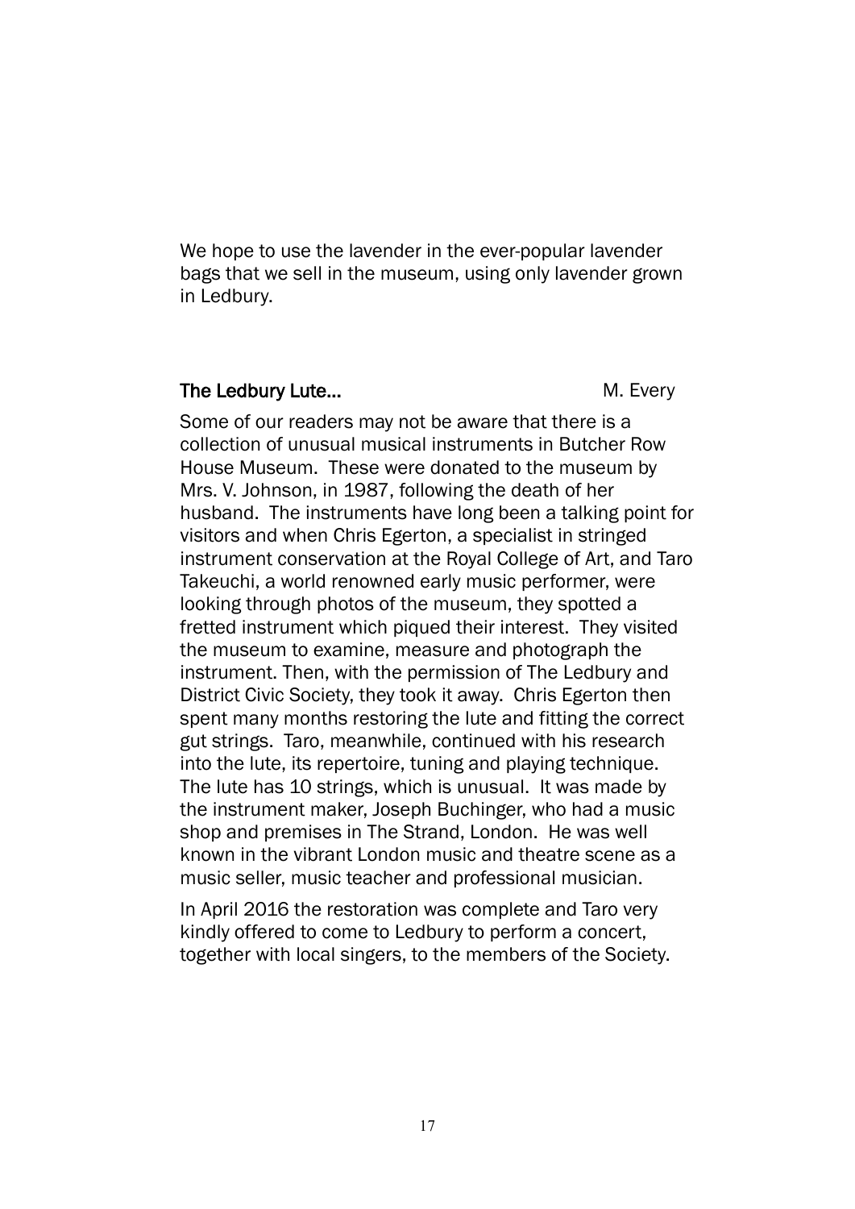We hope to use the lavender in the ever-popular lavender bags that we sell in the museum, using only lavender grown in Ledbury.

## The Ledbury Lute...

M. Every

Some of our readers may not be aware that there is a collection of unusual musical instruments in Butcher Row House Museum. These were donated to the museum by Mrs. V. Johnson, in 1987, following the death of her husband. The instruments have long been a talking point for visitors and when Chris Egerton, a specialist in stringed instrument conservation at the Royal College of Art, and Taro Takeuchi, a world renowned early music performer, were looking through photos of the museum, they spotted a fretted instrument which piqued their interest. They visited the museum to examine, measure and photograph the instrument. Then, with the permission of The Ledbury and District Civic Society, they took it away. Chris Egerton then spent many months restoring the lute and fitting the correct gut strings. Taro, meanwhile, continued with his research into the lute, its repertoire, tuning and playing technique. The lute has 10 strings, which is unusual. It was made by the instrument maker, Joseph Buchinger, who had a music shop and premises in The Strand, London. He was well known in the vibrant London music and theatre scene as a music seller, music teacher and professional musician.

In April 2016 the restoration was complete and Taro very kindly offered to come to Ledbury to perform a concert, together with local singers, to the members of the Society.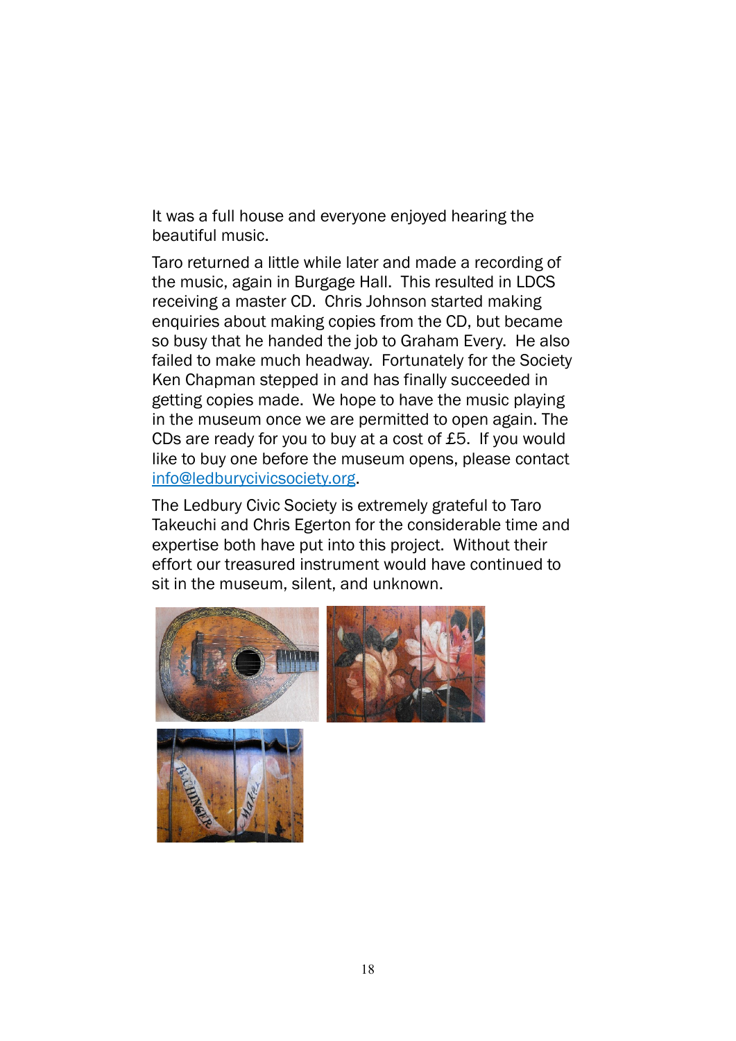It was a full house and everyone enjoyed hearing the beautiful music.

Taro returned a little while later and made a recording of the music, again in Burgage Hall. This resulted in LDCS receiving a master CD. Chris Johnson started making enquiries about making copies from the CD, but became so busy that he handed the job to Graham Every. He also failed to make much headway. Fortunately for the Society Ken Chapman stepped in and has finally succeeded in getting copies made. We hope to have the music playing in the museum once we are permitted to open again. The CDs are ready for you to buy at a cost of £5. If you would like to buy one before the museum opens, please contact [info@ledburycivicsociety.org](mailto:info@ledburycivicsociety.org).

The Ledbury Civic Society is extremely grateful to Taro Takeuchi and Chris Egerton for the considerable time and expertise both have put into this project. Without their effort our treasured instrument would have continued to sit in the museum, silent, and unknown.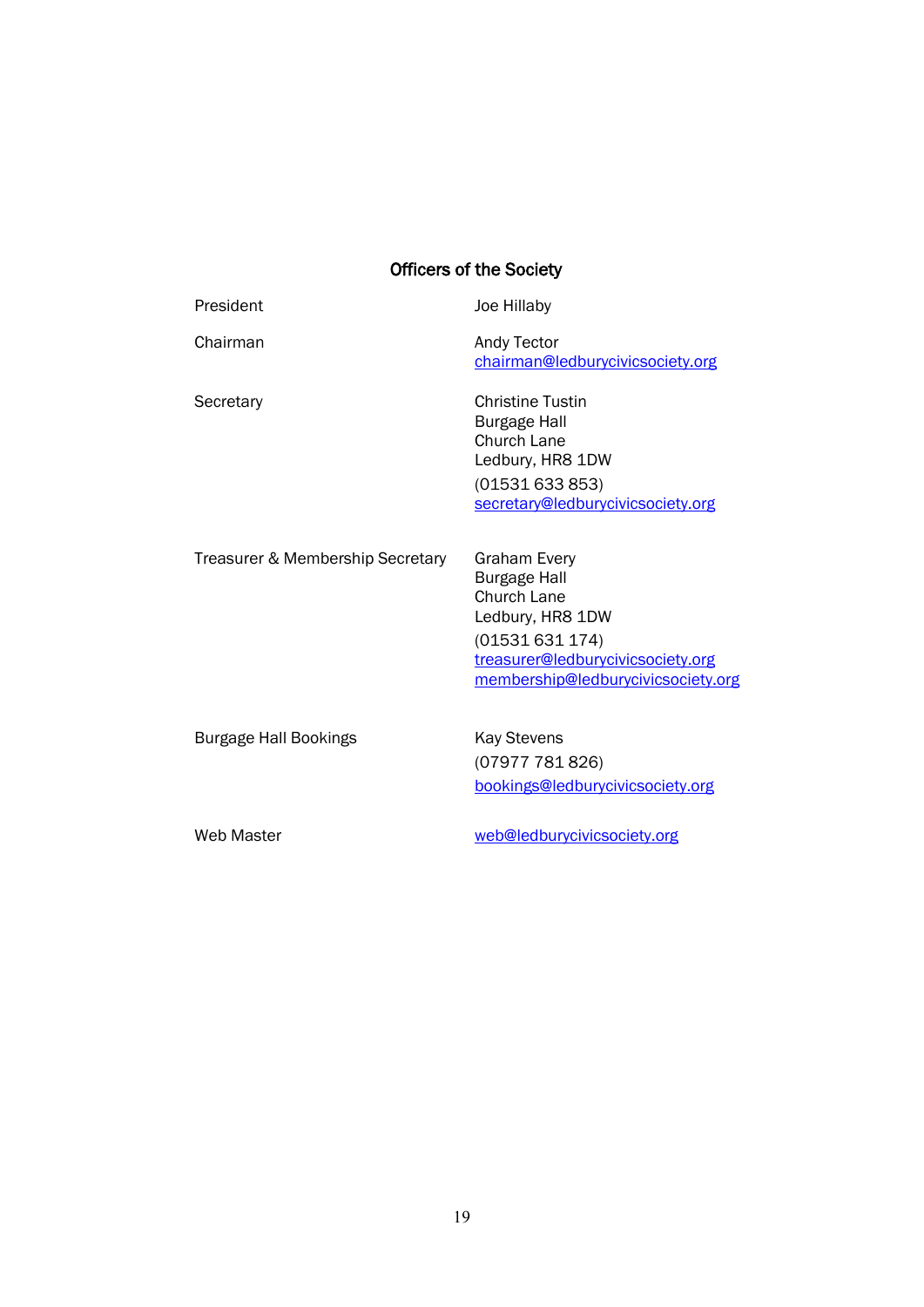## Officers of the Society

| | |
|---|---|
| President | Joe Hillaby |
| Chairman | Andy Tector<br>chairman@ledburycivicsociety.org |
| Secretary | Christine Tustin<br>Burgage Hall<br>Church Lane<br>Ledbury, HR8 1DW<br>(01531 633 853)<br>secretary@ledburycivicsociety.org |
| Treasurer & Membership Secretary | Graham Every<br>Burgage Hall<br>Church Lane<br>Ledbury, HR8 1DW<br>(01531 631 174)<br>treasurer@ledburycivicsociety.org<br>membership@ledburycivicsociety.org |
| Burgage Hall Bookings | Kay Stevens<br>(07977 781 826)<br>bookings@ledburycivicsociety.org |
| Web Master | web@ledburycivicsociety.org |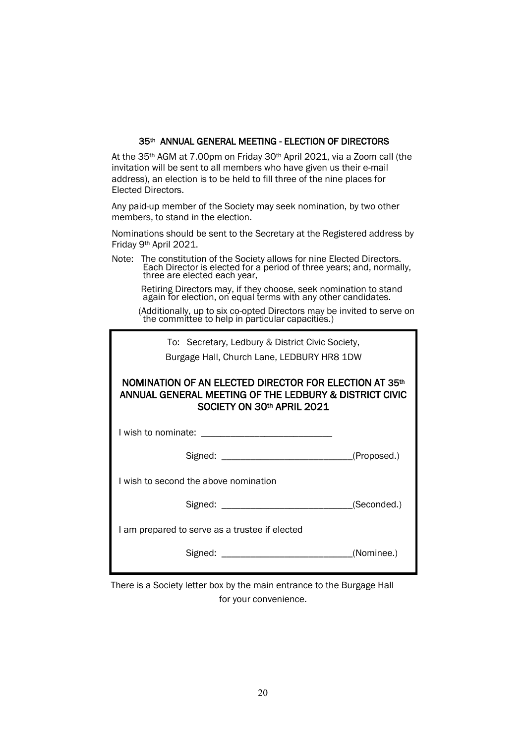## 35th ANNUAL GENERAL MEETING - ELECTION OF DIRECTORS

At the 35th AGM at 7.00pm on Friday 30th April 2021, via a Zoom call (the invitation will be sent to all members who have given us their e-mail address), an election is to be held to fill three of the nine places for Elected Directors.

Any paid-up member of the Society may seek nomination, by two other members, to stand in the election.

Nominations should be sent to the Secretary at the Registered address by Friday 9th April 2021.

Note: The constitution of the Society allows for nine Elected Directors. Each Director is elected for a period of three years; and, normally, three are elected each year,

Retiring Directors may, if they choose, seek nomination to stand again for election, on equal terms with any other candidates.

(Additionally, up to six co-opted Directors may be invited to serve on the committee to help in particular capacities.)

---

To: Secretary, Ledbury & District Civic Society,

Burgage Hall, Church Lane, LEDBURY HR8 1DW

### NOMINATION OF AN ELECTED DIRECTOR FOR ELECTION AT 35th ANNUAL GENERAL MEETING OF THE LEDBURY & DISTRICT CIVIC SOCIETY ON 30th APRIL 2021

I wish to nominate: ___________________________

Signed: ___________________________(Proposed.)

I wish to second the above nomination

Signed: ___________________________(Seconded.)

I am prepared to serve as a trustee if elected

Signed: ___________________________(Nominee.)

---

There is a Society letter box by the main entrance to the Burgage Hall for your convenience.